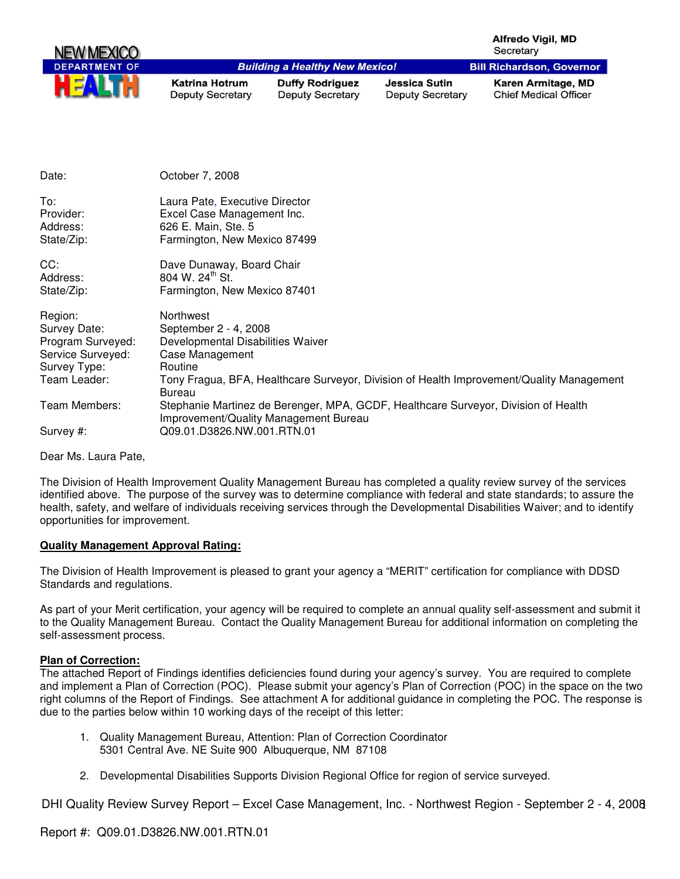NEW MEXICO DEPARTMENT OF HEALTH

**Building a Healthy New Mexico!**

**Alfredo Vigil, MD**
Secretary

**Bill Richardson, Governor**

| **Katrina Hotrum** | **Duffy Rodriguez** | **Jessica Sutin** | **Karen Armitage, MD** |
|---|---|---|---|
| Deputy Secretary | Deputy Secretary | Deputy Secretary | Chief Medical Officer |

| | |
|---|---|
| Date: | October 7, 2008 |
| To: | Laura Pate, Executive Director |
| Provider: | Excel Case Management Inc. |
| Address: | 626 E. Main, Ste. 5 |
| State/Zip: | Farmington, New Mexico 87499 |
| CC: | Dave Dunaway, Board Chair |
| Address: | 804 W. 24th St. |
| State/Zip: | Farmington, New Mexico 87401 |
| Region: | Northwest |
| Survey Date: | September 2 - 4, 2008 |
| Program Surveyed: | Developmental Disabilities Waiver |
| Service Surveyed: | Case Management |
| Survey Type: | Routine |
| Team Leader: | Tony Fragua, BFA, Healthcare Surveyor, Division of Health Improvement/Quality Management Bureau |
| Team Members: | Stephanie Martinez de Berenger, MPA, GCDF, Healthcare Surveyor, Division of Health Improvement/Quality Management Bureau |
| Survey #: | Q09.01.D3826.NW.001.RTN.01 |

Dear Ms. Laura Pate,

The Division of Health Improvement Quality Management Bureau has completed a quality review survey of the services identified above. The purpose of the survey was to determine compliance with federal and state standards; to assure the health, safety, and welfare of individuals receiving services through the Developmental Disabilities Waiver; and to identify opportunities for improvement.

**Quality Management Approval Rating:**

The Division of Health Improvement is pleased to grant your agency a "MERIT" certification for compliance with DDSD Standards and regulations.

As part of your Merit certification, your agency will be required to complete an annual quality self-assessment and submit it to the Quality Management Bureau. Contact the Quality Management Bureau for additional information on completing the self-assessment process.

**Plan of Correction:**

The attached Report of Findings identifies deficiencies found during your agency's survey. You are required to complete and implement a Plan of Correction (POC). Please submit your agency's Plan of Correction (POC) in the space on the two right columns of the Report of Findings. See attachment A for additional guidance in completing the POC. The response is due to the parties below within 10 working days of the receipt of this letter:

1. Quality Management Bureau, Attention: Plan of Correction Coordinator
   5301 Central Ave. NE Suite 900 Albuquerque, NM 87108

2. Developmental Disabilities Supports Division Regional Office for region of service surveyed.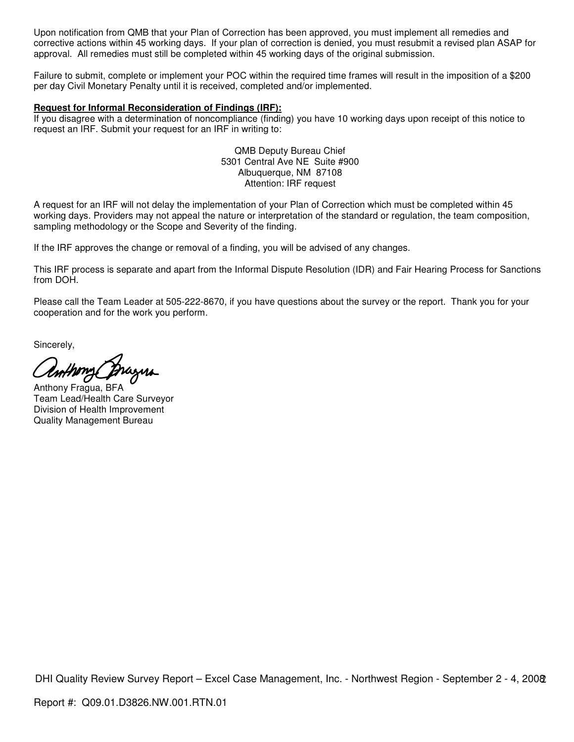Upon notification from QMB that your Plan of Correction has been approved, you must implement all remedies and corrective actions within 45 working days. If your plan of correction is denied, you must resubmit a revised plan ASAP for approval. All remedies must still be completed within 45 working days of the original submission.

Failure to submit, complete or implement your POC within the required time frames will result in the imposition of a $200 per day Civil Monetary Penalty until it is received, completed and/or implemented.

**Request for Informal Reconsideration of Findings (IRF):**
If you disagree with a determination of noncompliance (finding) you have 10 working days upon receipt of this notice to request an IRF. Submit your request for an IRF in writing to:

QMB Deputy Bureau Chief
5301 Central Ave NE Suite #900
Albuquerque, NM 87108
Attention: IRF request

A request for an IRF will not delay the implementation of your Plan of Correction which must be completed within 45 working days. Providers may not appeal the nature or interpretation of the standard or regulation, the team composition, sampling methodology or the Scope and Severity of the finding.

If the IRF approves the change or removal of a finding, you will be advised of any changes.

This IRF process is separate and apart from the Informal Dispute Resolution (IDR) and Fair Hearing Process for Sanctions from DOH.

Please call the Team Leader at 505-222-8670, if you have questions about the survey or the report. Thank you for your cooperation and for the work you perform.

Sincerely,

Anthony Fragua, BFA
Team Lead/Health Care Surveyor
Division of Health Improvement
Quality Management Bureau

DHI Quality Review Survey Report – Excel Case Management, Inc. - Northwest Region - September 2 - 4, 2008

Report #: Q09.01.D3826.NW.001.RTN.01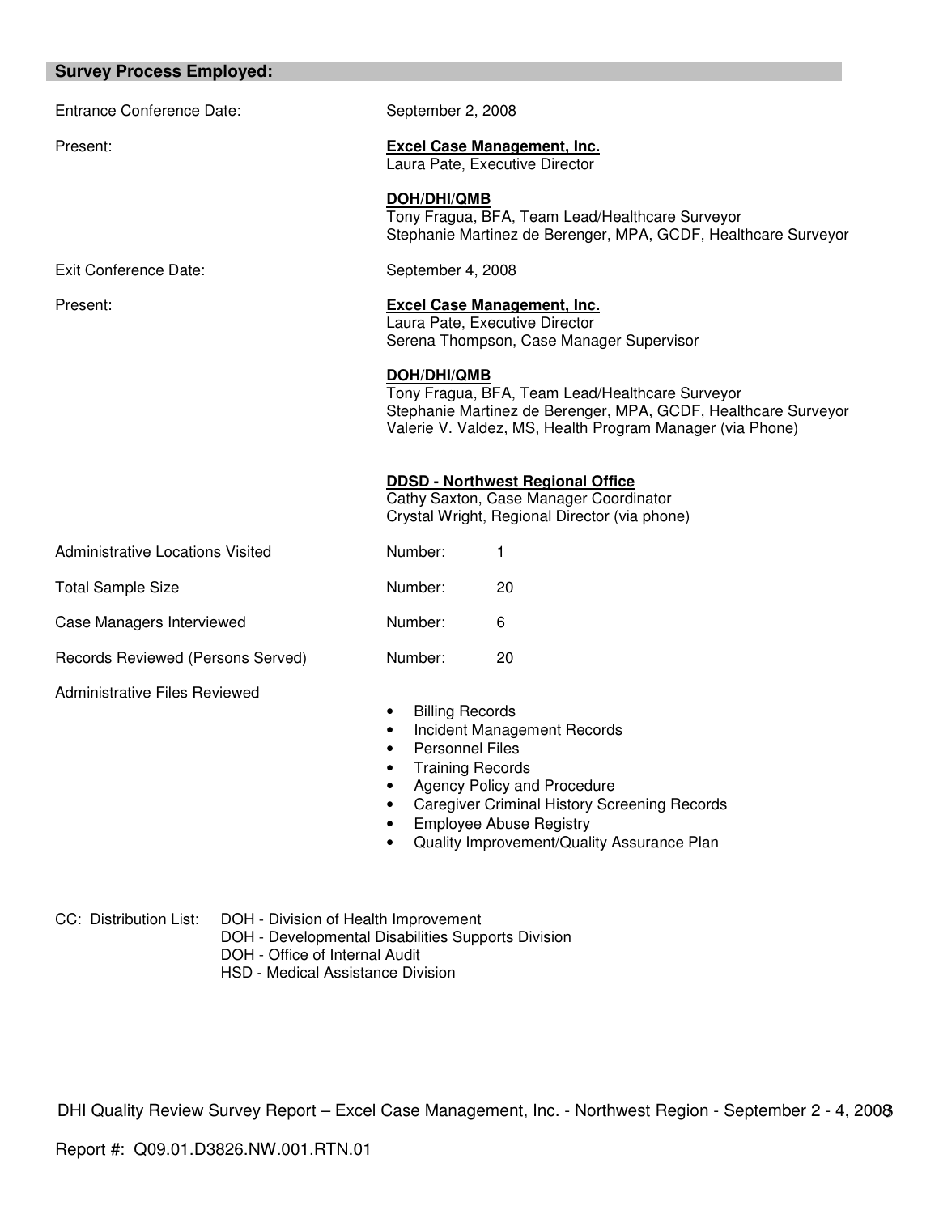## Survey Process Employed:

| | |
|---|---|
| Entrance Conference Date: | September 2, 2008 |
| Present: | **Excel Case Management, Inc.**<br>Laura Pate, Executive Director<br><br>**DOH/DHI/QMB**<br>Tony Fragua, BFA, Team Lead/Healthcare Surveyor<br>Stephanie Martinez de Berenger, MPA, GCDF, Healthcare Surveyor |
| Exit Conference Date: | September 4, 2008 |
| Present: | **Excel Case Management, Inc.**<br>Laura Pate, Executive Director<br>Serena Thompson, Case Manager Supervisor<br><br>**DOH/DHI/QMB**<br>Tony Fragua, BFA, Team Lead/Healthcare Surveyor<br>Stephanie Martinez de Berenger, MPA, GCDF, Healthcare Surveyor<br>Valerie V. Valdez, MS, Health Program Manager (via Phone)<br><br>**DDSD - Northwest Regional Office**<br>Cathy Saxton, Case Manager Coordinator<br>Crystal Wright, Regional Director (via phone) |
| Administrative Locations Visited | Number: 1 |
| Total Sample Size | Number: 20 |
| Case Managers Interviewed | Number: 6 |
| Records Reviewed (Persons Served) | Number: 20 |

Administrative Files Reviewed

- Billing Records
- Incident Management Records
- Personnel Files
- Training Records
- Agency Policy and Procedure
- Caregiver Criminal History Screening Records
- Employee Abuse Registry
- Quality Improvement/Quality Assurance Plan

CC: Distribution List:
- DOH - Division of Health Improvement
- DOH - Developmental Disabilities Supports Division
- DOH - Office of Internal Audit
- HSD - Medical Assistance Division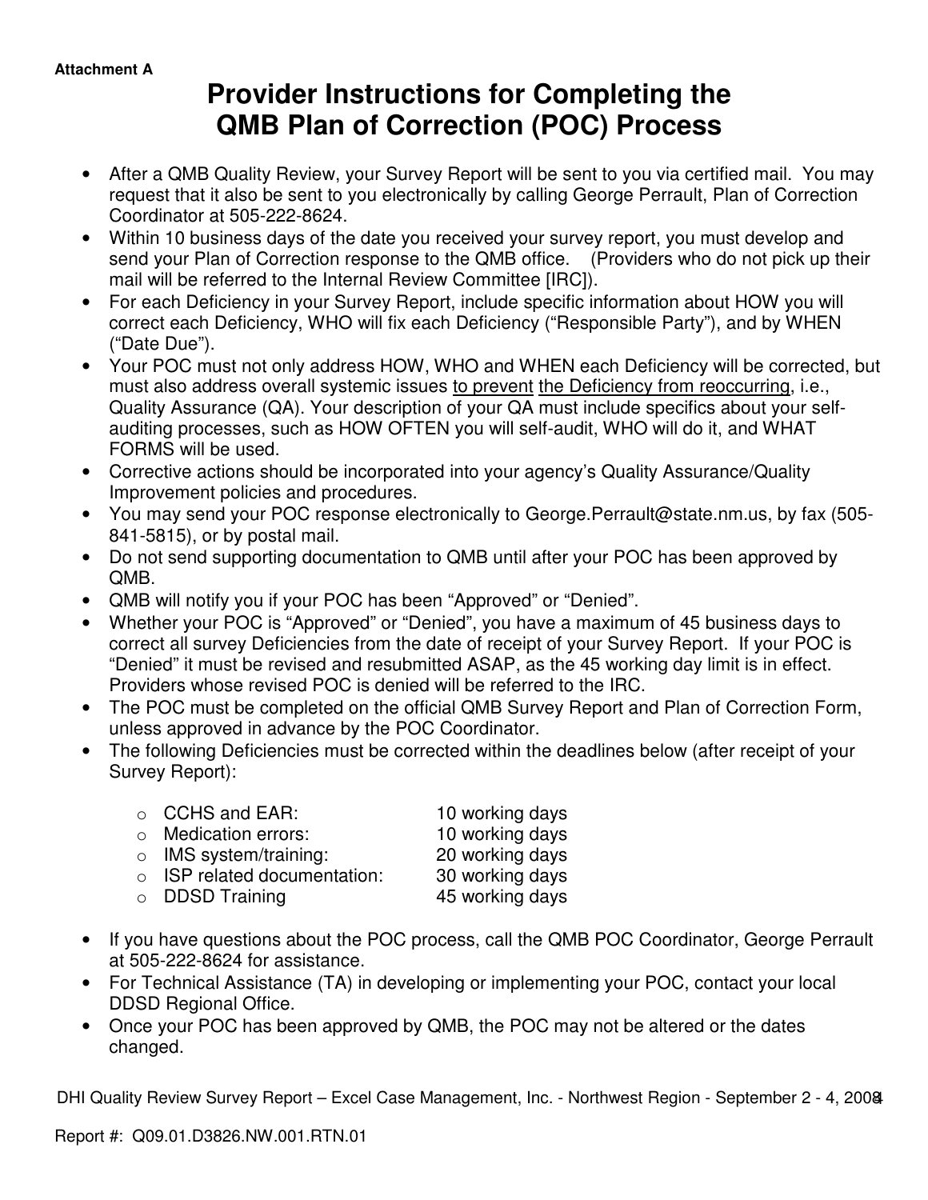Attachment A

# Provider Instructions for Completing the QMB Plan of Correction (POC) Process

- After a QMB Quality Review, your Survey Report will be sent to you via certified mail. You may request that it also be sent to you electronically by calling George Perrault, Plan of Correction Coordinator at 505-222-8624.
- Within 10 business days of the date you received your survey report, you must develop and send your Plan of Correction response to the QMB office. (Providers who do not pick up their mail will be referred to the Internal Review Committee [IRC]).
- For each Deficiency in your Survey Report, include specific information about HOW you will correct each Deficiency, WHO will fix each Deficiency ("Responsible Party"), and by WHEN ("Date Due").
- Your POC must not only address HOW, WHO and WHEN each Deficiency will be corrected, but must also address overall systemic issues <u>to prevent</u> <u>the Deficiency from reoccurring</u>, i.e., Quality Assurance (QA). Your description of your QA must include specifics about your self-auditing processes, such as HOW OFTEN you will self-audit, WHO will do it, and WHAT FORMS will be used.
- Corrective actions should be incorporated into your agency's Quality Assurance/Quality Improvement policies and procedures.
- You may send your POC response electronically to George.Perrault@state.nm.us, by fax (505-841-5815), or by postal mail.
- Do not send supporting documentation to QMB until after your POC has been approved by QMB.
- QMB will notify you if your POC has been "Approved" or "Denied".
- Whether your POC is "Approved" or "Denied", you have a maximum of 45 business days to correct all survey Deficiencies from the date of receipt of your Survey Report. If your POC is "Denied" it must be revised and resubmitted ASAP, as the 45 working day limit is in effect. Providers whose revised POC is denied will be referred to the IRC.
- The POC must be completed on the official QMB Survey Report and Plan of Correction Form, unless approved in advance by the POC Coordinator.
- The following Deficiencies must be corrected within the deadlines below (after receipt of your Survey Report):
  - CCHS and EAR: 10 working days
  - Medication errors: 10 working days
  - IMS system/training: 20 working days
  - ISP related documentation: 30 working days
  - DDSD Training 45 working days
- If you have questions about the POC process, call the QMB POC Coordinator, George Perrault at 505-222-8624 for assistance.
- For Technical Assistance (TA) in developing or implementing your POC, contact your local DDSD Regional Office.
- Once your POC has been approved by QMB, the POC may not be altered or the dates changed.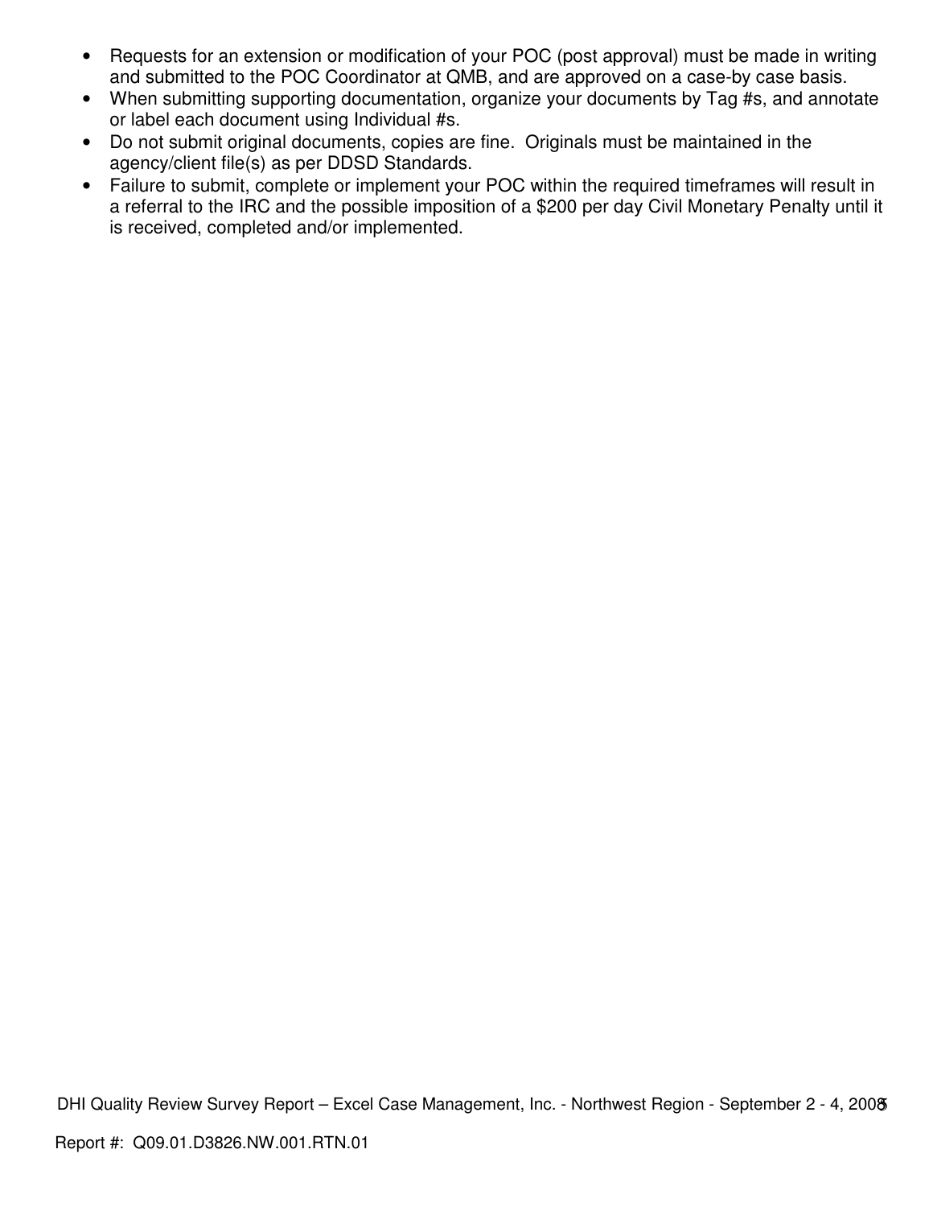- Requests for an extension or modification of your POC (post approval) must be made in writing and submitted to the POC Coordinator at QMB, and are approved on a case-by case basis.
- When submitting supporting documentation, organize your documents by Tag #s, and annotate or label each document using Individual #s.
- Do not submit original documents, copies are fine. Originals must be maintained in the agency/client file(s) as per DDSD Standards.
- Failure to submit, complete or implement your POC within the required timeframes will result in a referral to the IRC and the possible imposition of a $200 per day Civil Monetary Penalty until it is received, completed and/or implemented.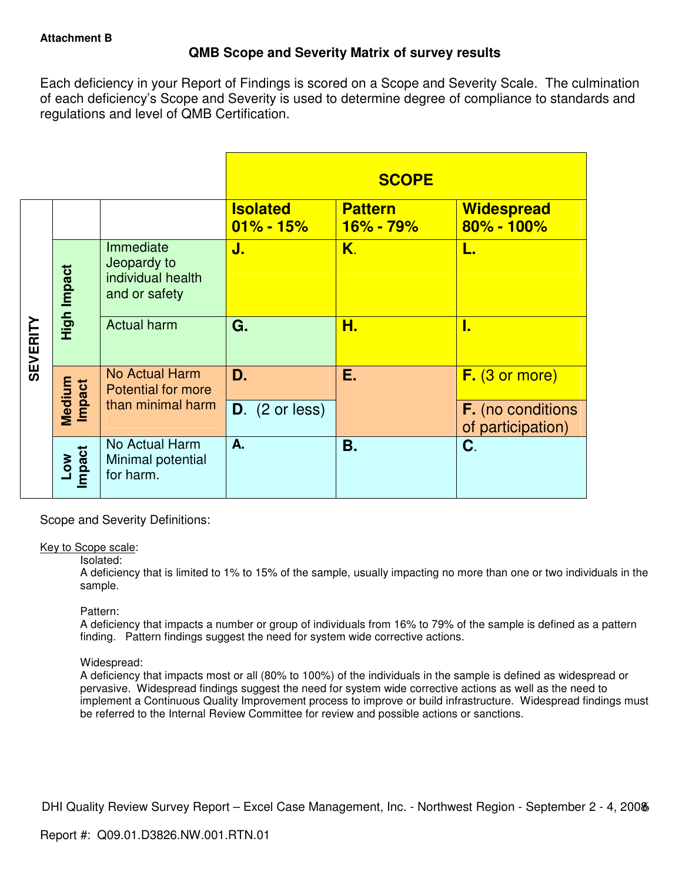**Attachment B**

## QMB Scope and Severity Matrix of survey results

Each deficiency in your Report of Findings is scored on a Scope and Severity Scale. The culmination of each deficiency's Scope and Severity is used to determine degree of compliance to standards and regulations and level of QMB Certification.

| SEVERITY | | | SCOPE | | |
|---|---|---|---|---|---|
| | | | **Isolated 01% - 15%** | **Pattern 16% - 79%** | **Widespread 80% - 100%** |
| | **High Impact** | Immediate Jeopardy to individual health and or safety | **J.** | **K.** | **L.** |
| | **High Impact** | Actual harm | **G.** | **H.** | **I.** |
| | **Medium Impact** | No Actual Harm Potential for more than minimal harm | **D.** / **D.** (2 or less) | **E.** | **F.** (3 or more) / **F.** (no conditions of participation) |
| | **Low Impact** | No Actual Harm Minimal potential for harm. | **A.** | **B.** | **C.** |

Scope and Severity Definitions:

Key to Scope scale:

Isolated:
A deficiency that is limited to 1% to 15% of the sample, usually impacting no more than one or two individuals in the sample.

Pattern:
A deficiency that impacts a number or group of individuals from 16% to 79% of the sample is defined as a pattern finding. Pattern findings suggest the need for system wide corrective actions.

Widespread:
A deficiency that impacts most or all (80% to 100%) of the individuals in the sample is defined as widespread or pervasive. Widespread findings suggest the need for system wide corrective actions as well as the need to implement a Continuous Quality Improvement process to improve or build infrastructure. Widespread findings must be referred to the Internal Review Committee for review and possible actions or sanctions.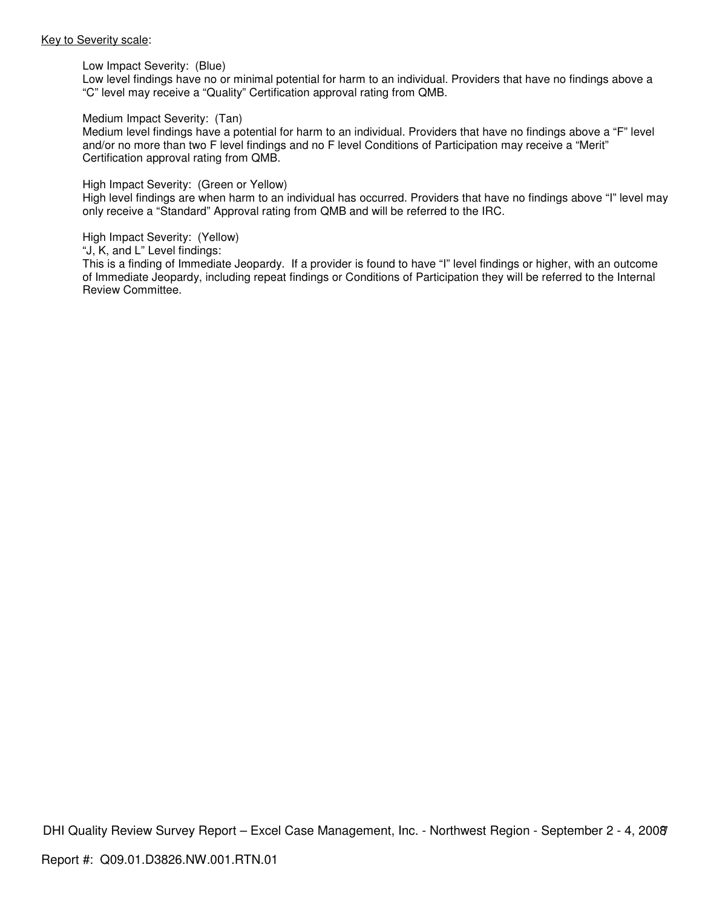<u>Key to Severity scale</u>:

Low Impact Severity: (Blue)
Low level findings have no or minimal potential for harm to an individual. Providers that have no findings above a “C” level may receive a “Quality” Certification approval rating from QMB.

Medium Impact Severity: (Tan)
Medium level findings have a potential for harm to an individual. Providers that have no findings above a “F” level and/or no more than two F level findings and no F level Conditions of Participation may receive a “Merit” Certification approval rating from QMB.

High Impact Severity: (Green or Yellow)
High level findings are when harm to an individual has occurred. Providers that have no findings above “I” level may only receive a “Standard” Approval rating from QMB and will be referred to the IRC.

High Impact Severity: (Yellow)
“J, K, and L” Level findings:
This is a finding of Immediate Jeopardy. If a provider is found to have “I” level findings or higher, with an outcome of Immediate Jeopardy, including repeat findings or Conditions of Participation they will be referred to the Internal Review Committee.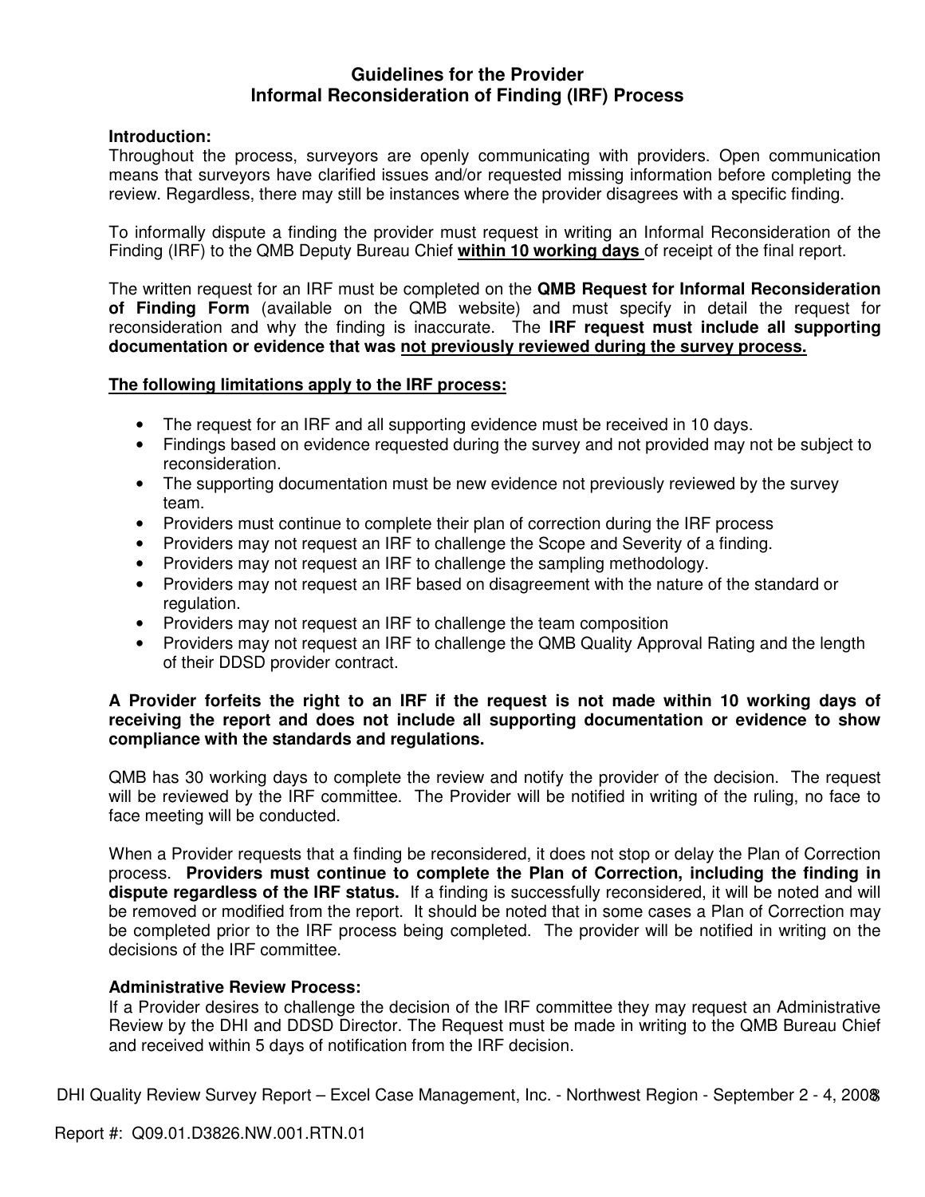## Guidelines for the Provider
## Informal Reconsideration of Finding (IRF) Process

**Introduction:**
Throughout the process, surveyors are openly communicating with providers. Open communication means that surveyors have clarified issues and/or requested missing information before completing the review. Regardless, there may still be instances where the provider disagrees with a specific finding.

To informally dispute a finding the provider must request in writing an Informal Reconsideration of the Finding (IRF) to the QMB Deputy Bureau Chief **within 10 working days** of receipt of the final report.

The written request for an IRF must be completed on the **QMB Request for Informal Reconsideration of Finding Form** (available on the QMB website) and must specify in detail the request for reconsideration and why the finding is inaccurate. The **IRF request must include all supporting documentation or evidence that was <u>not previously reviewed during the survey process.</u>**

**<u>The following limitations apply to the IRF process:</u>**

- The request for an IRF and all supporting evidence must be received in 10 days.
- Findings based on evidence requested during the survey and not provided may not be subject to reconsideration.
- The supporting documentation must be new evidence not previously reviewed by the survey team.
- Providers must continue to complete their plan of correction during the IRF process
- Providers may not request an IRF to challenge the Scope and Severity of a finding.
- Providers may not request an IRF to challenge the sampling methodology.
- Providers may not request an IRF based on disagreement with the nature of the standard or regulation.
- Providers may not request an IRF to challenge the team composition
- Providers may not request an IRF to challenge the QMB Quality Approval Rating and the length of their DDSD provider contract.

**A Provider forfeits the right to an IRF if the request is not made within 10 working days of receiving the report and does not include all supporting documentation or evidence to show compliance with the standards and regulations.**

QMB has 30 working days to complete the review and notify the provider of the decision. The request will be reviewed by the IRF committee. The Provider will be notified in writing of the ruling, no face to face meeting will be conducted.

When a Provider requests that a finding be reconsidered, it does not stop or delay the Plan of Correction process. **Providers must continue to complete the Plan of Correction, including the finding in dispute regardless of the IRF status.** If a finding is successfully reconsidered, it will be noted and will be removed or modified from the report. It should be noted that in some cases a Plan of Correction may be completed prior to the IRF process being completed. The provider will be notified in writing on the decisions of the IRF committee.

**Administrative Review Process:**
If a Provider desires to challenge the decision of the IRF committee they may request an Administrative Review by the DHI and DDSD Director. The Request must be made in writing to the QMB Bureau Chief and received within 5 days of notification from the IRF decision.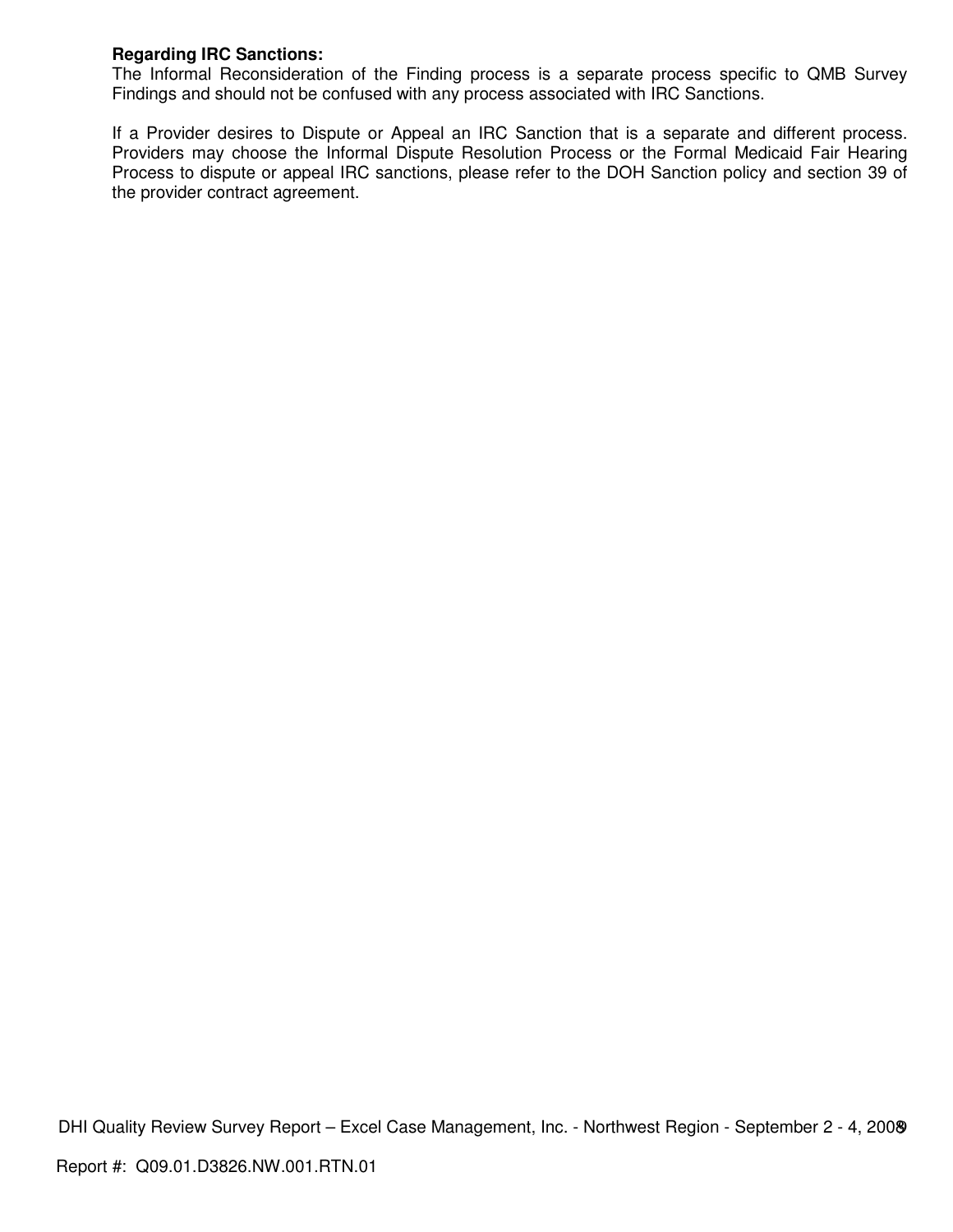**Regarding IRC Sanctions:**
The Informal Reconsideration of the Finding process is a separate process specific to QMB Survey Findings and should not be confused with any process associated with IRC Sanctions.

If a Provider desires to Dispute or Appeal an IRC Sanction that is a separate and different process. Providers may choose the Informal Dispute Resolution Process or the Formal Medicaid Fair Hearing Process to dispute or appeal IRC sanctions, please refer to the DOH Sanction policy and section 39 of the provider contract agreement.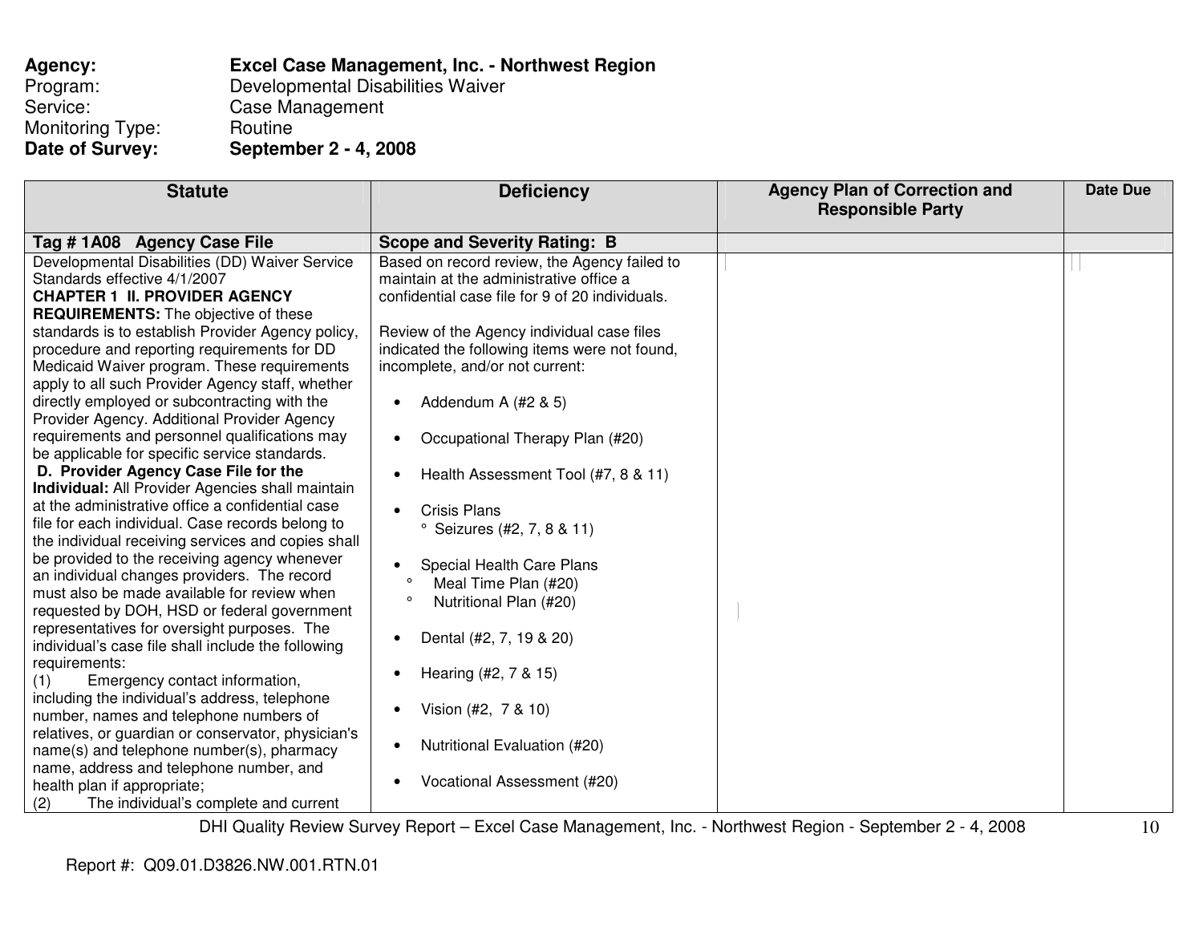**Agency:** **Excel Case Management, Inc. - Northwest Region**
Program: Developmental Disabilities Waiver
Service: Case Management
Monitoring Type: Routine
**Date of Survey:** **September 2 - 4, 2008**

| Statute | Deficiency | Agency Plan of Correction and Responsible Party | Date Due |
|---|---|---|---|
| **Tag # 1A08 Agency Case File** | **Scope and Severity Rating: B** | | |
| Developmental Disabilities (DD) Waiver Service Standards effective 4/1/2007<br>**CHAPTER 1 II. PROVIDER AGENCY REQUIREMENTS:** The objective of these standards is to establish Provider Agency policy, procedure and reporting requirements for DD Medicaid Waiver program. These requirements apply to all such Provider Agency staff, whether directly employed or subcontracting with the Provider Agency. Additional Provider Agency requirements and personnel qualifications may be applicable for specific service standards.<br>**D. Provider Agency Case File for the Individual:** All Provider Agencies shall maintain at the administrative office a confidential case file for each individual. Case records belong to the individual receiving services and copies shall be provided to the receiving agency whenever an individual changes providers. The record must also be made available for review when requested by DOH, HSD or federal government representatives for oversight purposes. The individual's case file shall include the following requirements:<br>(1) Emergency contact information, including the individual's address, telephone number, names and telephone numbers of relatives, or guardian or conservator, physician's name(s) and telephone number(s), pharmacy name, address and telephone number, and health plan if appropriate;<br>(2) The individual's complete and current | Based on record review, the Agency failed to maintain at the administrative office a confidential case file for 9 of 20 individuals.<br><br>Review of the Agency individual case files indicated the following items were not found, incomplete, and/or not current:<br><br>• Addendum A (#2 & 5)<br>• Occupational Therapy Plan (#20)<br>• Health Assessment Tool (#7, 8 & 11)<br>• Crisis Plans<br>&nbsp;&nbsp;° Seizures (#2, 7, 8 & 11)<br>• Special Health Care Plans<br>&nbsp;&nbsp;° Meal Time Plan (#20)<br>&nbsp;&nbsp;° Nutritional Plan (#20)<br>• Dental (#2, 7, 19 & 20)<br>• Hearing (#2, 7 & 15)<br>• Vision (#2, 7 & 10)<br>• Nutritional Evaluation (#20)<br>• Vocational Assessment (#20) | | |

Report #: Q09.01.D3826.NW.001.RTN.01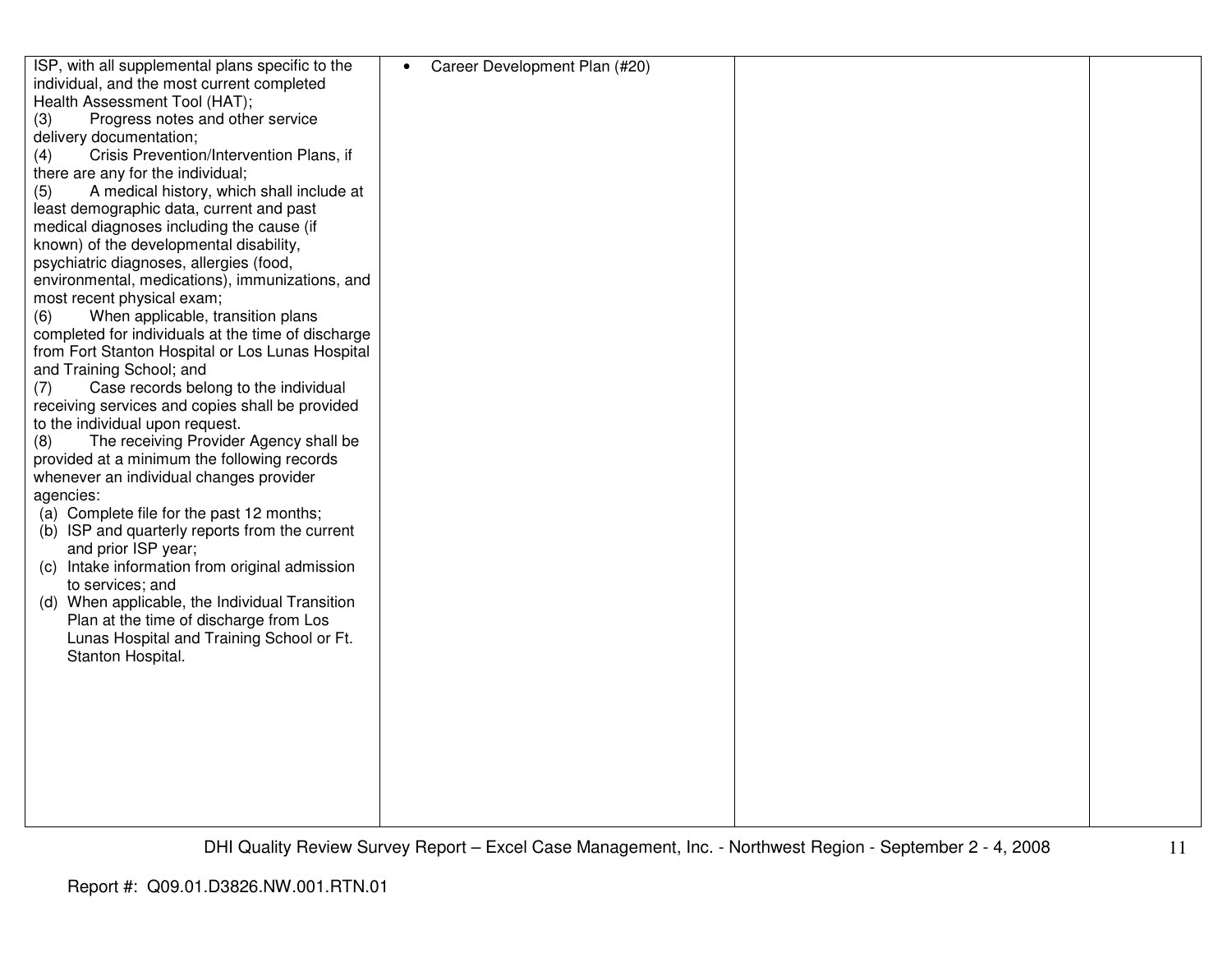| | | | |
|---|---|---|---|
| ISP, with all supplemental plans specific to the individual, and the most current completed Health Assessment Tool (HAT);<br>(3) Progress notes and other service delivery documentation;<br>(4) Crisis Prevention/Intervention Plans, if there are any for the individual;<br>(5) A medical history, which shall include at least demographic data, current and past medical diagnoses including the cause (if known) of the developmental disability, psychiatric diagnoses, allergies (food, environmental, medications), immunizations, and most recent physical exam;<br>(6) When applicable, transition plans completed for individuals at the time of discharge from Fort Stanton Hospital or Los Lunas Hospital and Training School; and<br>(7) Case records belong to the individual receiving services and copies shall be provided to the individual upon request.<br>(8) The receiving Provider Agency shall be provided at a minimum the following records whenever an individual changes provider agencies:<br>(a) Complete file for the past 12 months;<br>(b) ISP and quarterly reports from the current and prior ISP year;<br>(c) Intake information from original admission to services; and<br>(d) When applicable, the Individual Transition Plan at the time of discharge from Los Lunas Hospital and Training School or Ft. Stanton Hospital. | • Career Development Plan (#20) | | |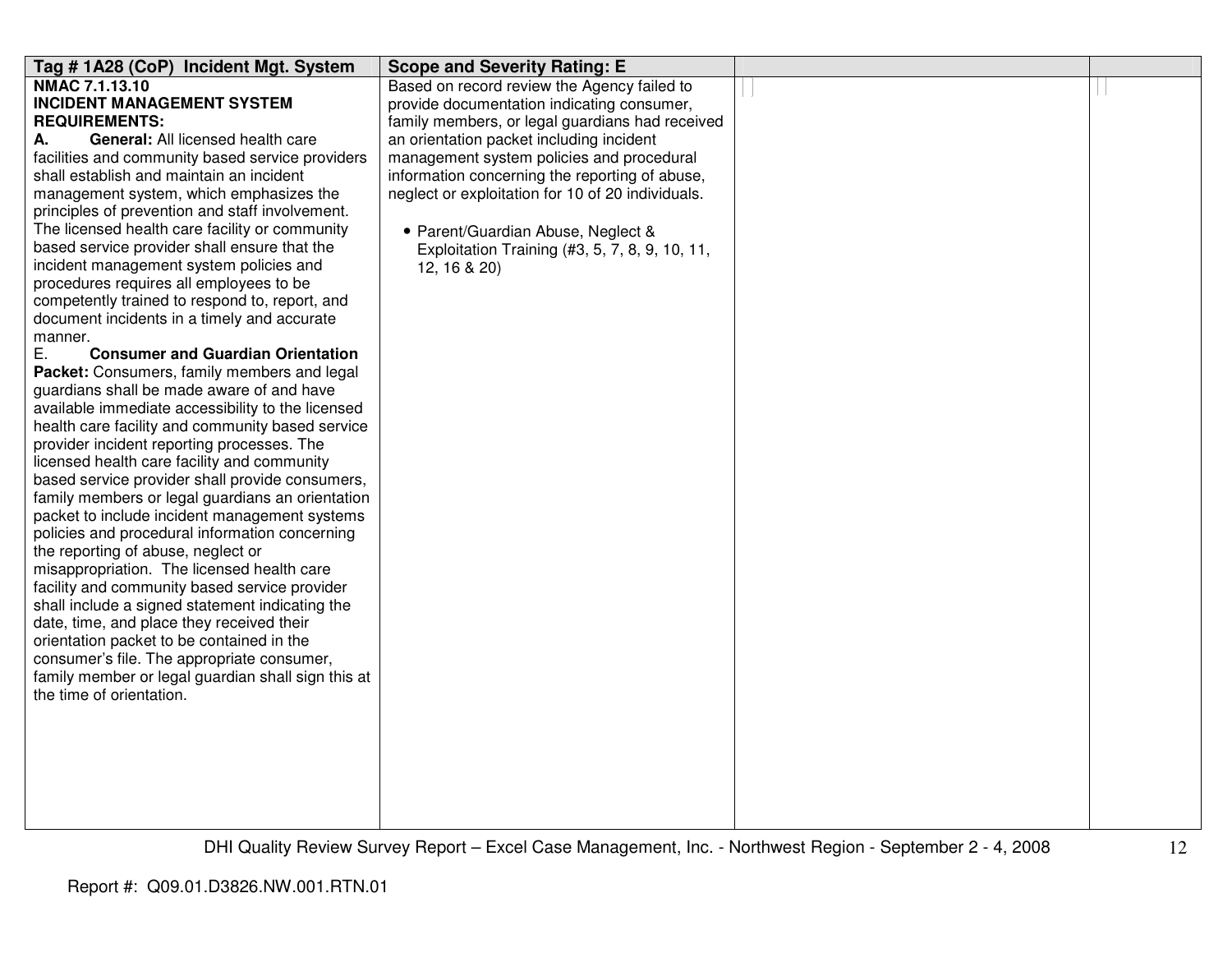| Tag # 1A28 (CoP) Incident Mgt. System | Scope and Severity Rating: E | | |
|---|---|---|---|
| **NMAC 7.1.13.10**<br>**INCIDENT MANAGEMENT SYSTEM REQUIREMENTS:**<br>**A. General:** All licensed health care facilities and community based service providers shall establish and maintain an incident management system, which emphasizes the principles of prevention and staff involvement. The licensed health care facility or community based service provider shall ensure that the incident management system policies and procedures requires all employees to be competently trained to respond to, report, and document incidents in a timely and accurate manner.<br>E. **Consumer and Guardian Orientation Packet:** Consumers, family members and legal guardians shall be made aware of and have available immediate accessibility to the licensed health care facility and community based service provider incident reporting processes. The licensed health care facility and community based service provider shall provide consumers, family members or legal guardians an orientation packet to include incident management systems policies and procedural information concerning the reporting of abuse, neglect or misappropriation. The licensed health care facility and community based service provider shall include a signed statement indicating the date, time, and place they received their orientation packet to be contained in the consumer's file. The appropriate consumer, family member or legal guardian shall sign this at the time of orientation. | Based on record review the Agency failed to provide documentation indicating consumer, family members, or legal guardians had received an orientation packet including incident management system policies and procedural information concerning the reporting of abuse, neglect or exploitation for 10 of 20 individuals.<br><br>• Parent/Guardian Abuse, Neglect & Exploitation Training (#3, 5, 7, 8, 9, 10, 11, 12, 16 & 20) | | |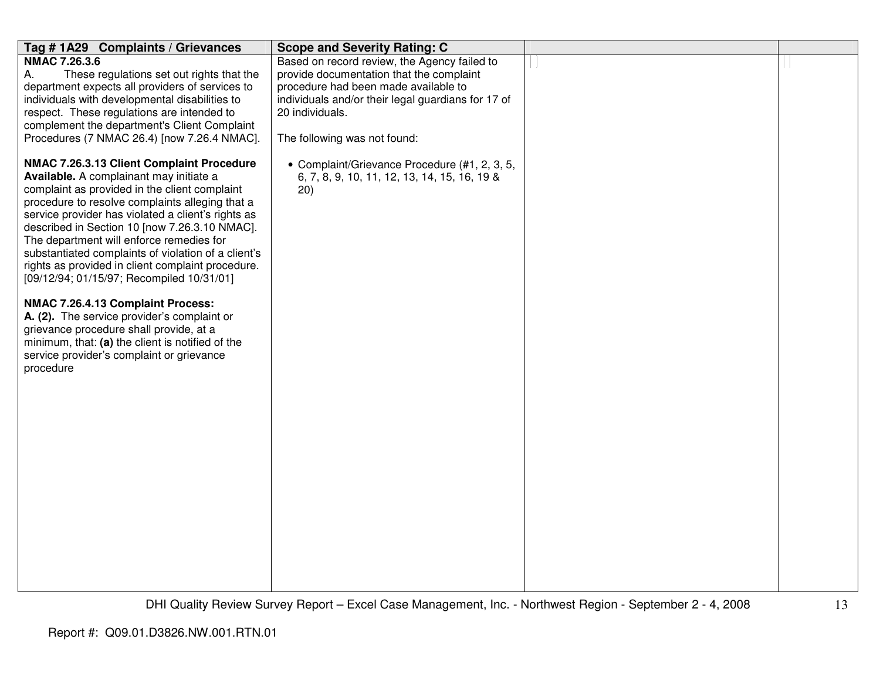| Tag # 1A29 Complaints / Grievances | Scope and Severity Rating: C | | |
|---|---|---|---|
| **NMAC 7.26.3.6**<br>A. These regulations set out rights that the department expects all providers of services to individuals with developmental disabilities to respect. These regulations are intended to complement the department's Client Complaint Procedures (7 NMAC 26.4) [now 7.26.4 NMAC].<br><br>**NMAC 7.26.3.13 Client Complaint Procedure Available.** A complainant may initiate a complaint as provided in the client complaint procedure to resolve complaints alleging that a service provider has violated a client's rights as described in Section 10 [now 7.26.3.10 NMAC]. The department will enforce remedies for substantiated complaints of violation of a client's rights as provided in client complaint procedure. [09/12/94; 01/15/97; Recompiled 10/31/01]<br><br>**NMAC 7.26.4.13 Complaint Process:**<br>**A. (2).** The service provider's complaint or grievance procedure shall provide, at a minimum, that: **(a)** the client is notified of the service provider's complaint or grievance procedure | Based on record review, the Agency failed to provide documentation that the complaint procedure had been made available to individuals and/or their legal guardians for 17 of 20 individuals.<br><br>The following was not found:<br><br>• Complaint/Grievance Procedure (#1, 2, 3, 5, 6, 7, 8, 9, 10, 11, 12, 13, 14, 15, 16, 19 & 20) | | |

Report #: Q09.01.D3826.NW.001.RTN.01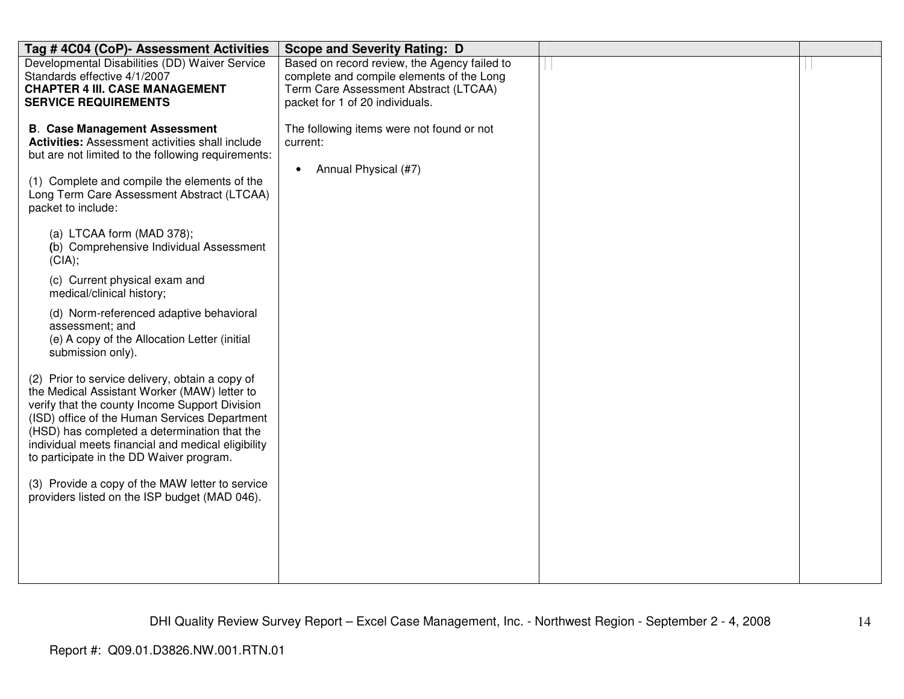| Tag # 4C04 (CoP)- Assessment Activities | Scope and Severity Rating: D | | |
|---|---|---|---|
| Developmental Disabilities (DD) Waiver Service Standards effective 4/1/2007<br>**CHAPTER 4 III. CASE MANAGEMENT SERVICE REQUIREMENTS**<br><br>**B**. **Case Management Assessment Activities:** Assessment activities shall include but are not limited to the following requirements:<br><br>(1) Complete and compile the elements of the Long Term Care Assessment Abstract (LTCAA) packet to include:<br><br>(a) LTCAA form (MAD 378);<br>**(**b) Comprehensive Individual Assessment (CIA);<br><br>(c) Current physical exam and medical/clinical history;<br><br>(d) Norm-referenced adaptive behavioral assessment; and<br>(e) A copy of the Allocation Letter (initial submission only).<br><br>(2) Prior to service delivery, obtain a copy of the Medical Assistant Worker (MAW) letter to verify that the county Income Support Division (ISD) office of the Human Services Department (HSD) has completed a determination that the individual meets financial and medical eligibility to participate in the DD Waiver program.<br><br>(3) Provide a copy of the MAW letter to service providers listed on the ISP budget (MAD 046). | Based on record review, the Agency failed to complete and compile elements of the Long Term Care Assessment Abstract (LTCAA) packet for 1 of 20 individuals.<br><br>The following items were not found or not current:<br><br>• Annual Physical (#7) | | |

Report #: Q09.01.D3826.NW.001.RTN.01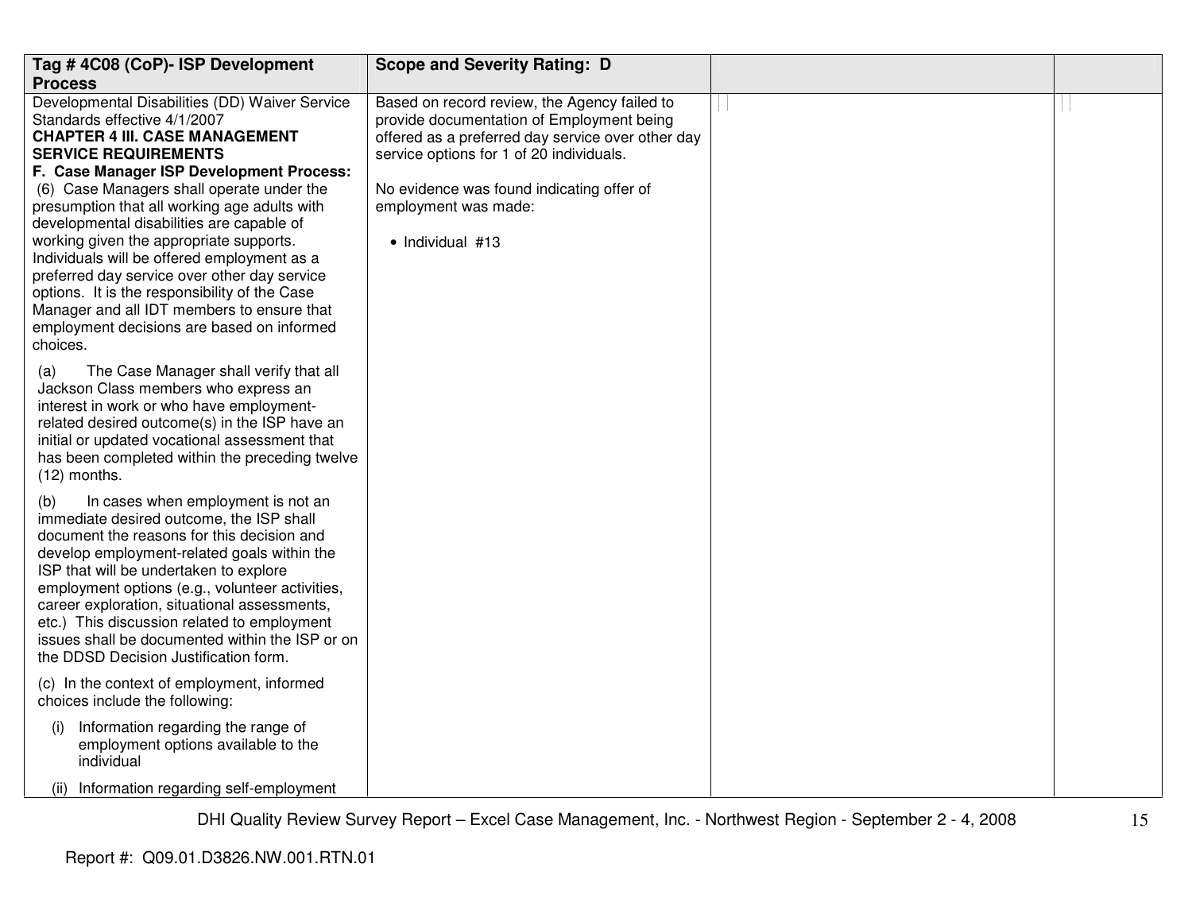| Tag # 4C08 (CoP)- ISP Development Process | Scope and Severity Rating: D | | |
|---|---|---|---|
| Developmental Disabilities (DD) Waiver Service Standards effective 4/1/2007<br>**CHAPTER 4 III. CASE MANAGEMENT SERVICE REQUIREMENTS**<br>**F. Case Manager ISP Development Process:**<br>(6) Case Managers shall operate under the presumption that all working age adults with developmental disabilities are capable of working given the appropriate supports. Individuals will be offered employment as a preferred day service over other day service options. It is the responsibility of the Case Manager and all IDT members to ensure that employment decisions are based on informed choices.<br><br>(a) The Case Manager shall verify that all Jackson Class members who express an interest in work or who have employment-related desired outcome(s) in the ISP have an initial or updated vocational assessment that has been completed within the preceding twelve (12) months.<br><br>(b) In cases when employment is not an immediate desired outcome, the ISP shall document the reasons for this decision and develop employment-related goals within the ISP that will be undertaken to explore employment options (e.g., volunteer activities, career exploration, situational assessments, etc.) This discussion related to employment issues shall be documented within the ISP or on the DDSD Decision Justification form.<br><br>(c) In the context of employment, informed choices include the following:<br><br>(i) Information regarding the range of employment options available to the individual<br><br>(ii) Information regarding self-employment | Based on record review, the Agency failed to provide documentation of Employment being offered as a preferred day service over other day service options for 1 of 20 individuals.<br><br>No evidence was found indicating offer of employment was made:<br><br>• Individual #13 | | |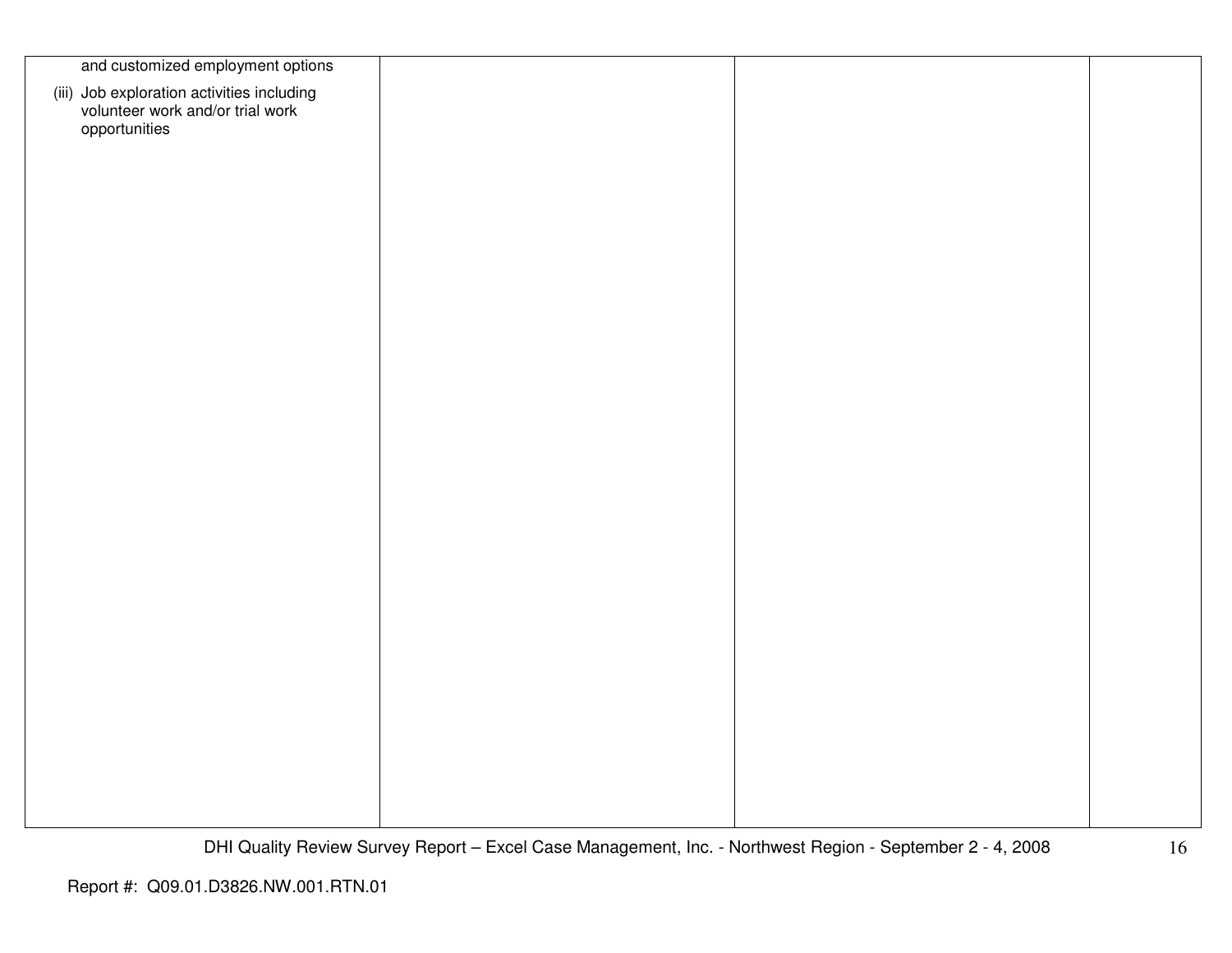| | | | |
|---|---|---|---|
| and customized employment options<br>(iii) Job exploration activities including volunteer work and/or trial work opportunities | | | |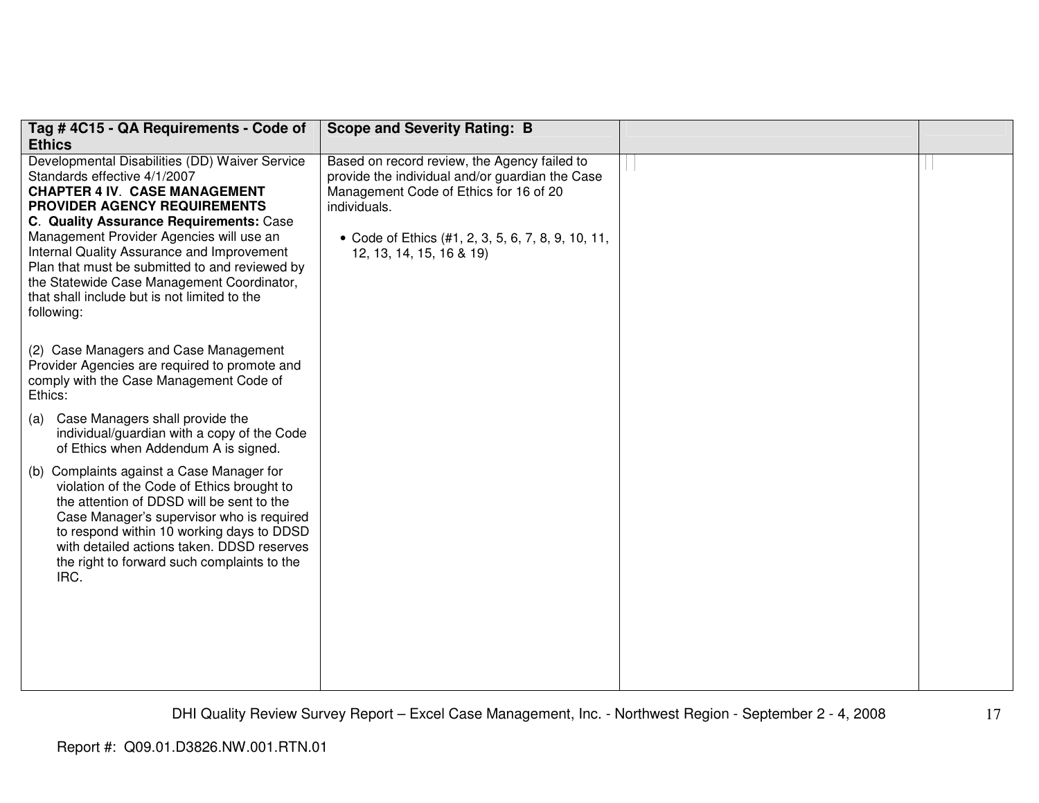| Tag # 4C15 - QA Requirements - Code of Ethics | Scope and Severity Rating: B | | |
|---|---|---|---|
| Developmental Disabilities (DD) Waiver Service Standards effective 4/1/2007<br>**CHAPTER 4 IV. CASE MANAGEMENT PROVIDER AGENCY REQUIREMENTS**<br>**C. Quality Assurance Requirements:** Case Management Provider Agencies will use an Internal Quality Assurance and Improvement Plan that must be submitted to and reviewed by the Statewide Case Management Coordinator, that shall include but is not limited to the following:<br><br>(2) Case Managers and Case Management Provider Agencies are required to promote and comply with the Case Management Code of Ethics:<br><br>(a) Case Managers shall provide the individual/guardian with a copy of the Code of Ethics when Addendum A is signed.<br><br>(b) Complaints against a Case Manager for violation of the Code of Ethics brought to the attention of DDSD will be sent to the Case Manager's supervisor who is required to respond within 10 working days to DDSD with detailed actions taken. DDSD reserves the right to forward such complaints to the IRC. | Based on record review, the Agency failed to provide the individual and/or guardian the Case Management Code of Ethics for 16 of 20 individuals.<br><br>• Code of Ethics (#1, 2, 3, 5, 6, 7, 8, 9, 10, 11, 12, 13, 14, 15, 16 & 19) | | |

Report #: Q09.01.D3826.NW.001.RTN.01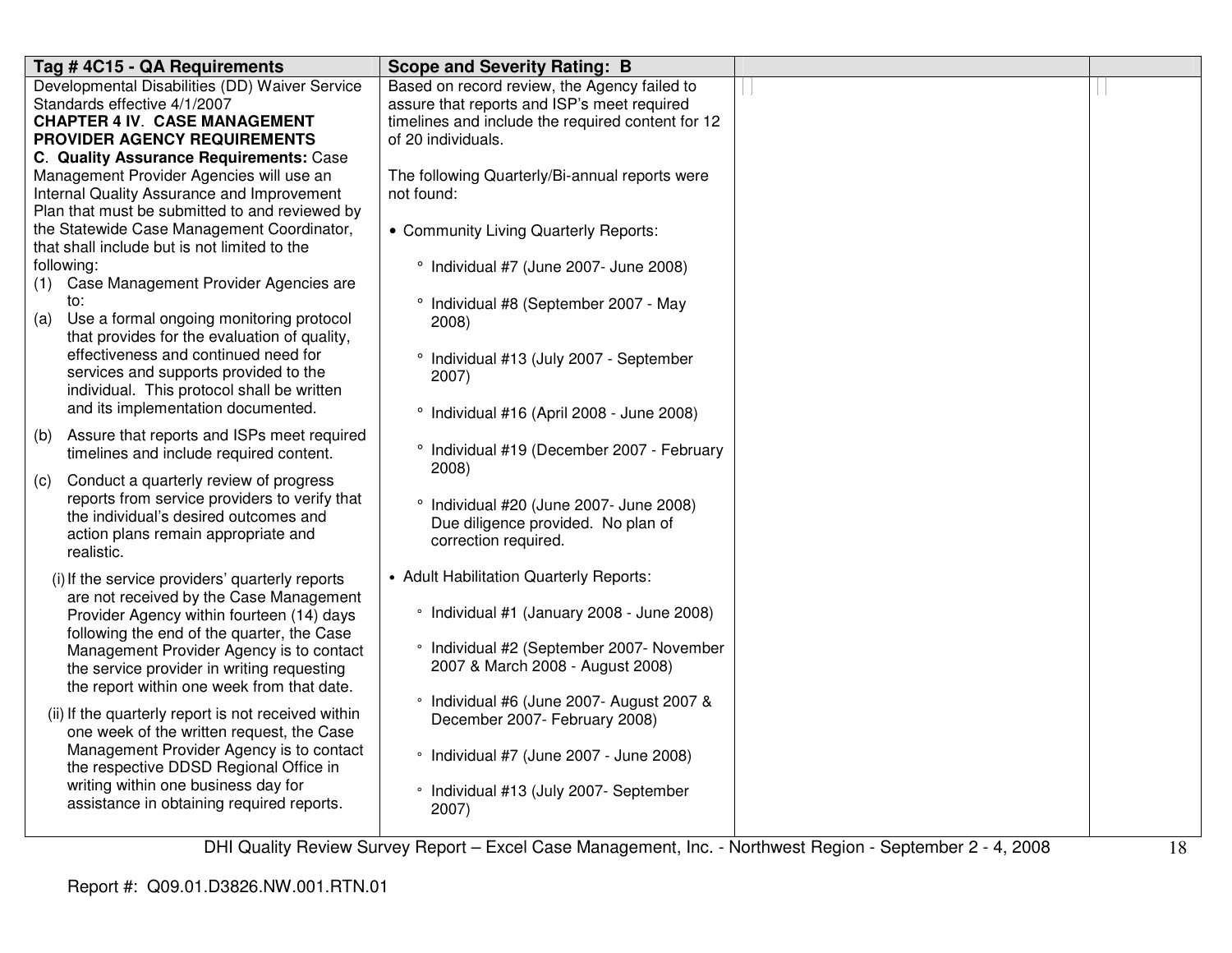| Tag # 4C15 - QA Requirements | Scope and Severity Rating: B | | |
|---|---|---|---|
| Developmental Disabilities (DD) Waiver Service Standards effective 4/1/2007<br>**CHAPTER 4 IV. CASE MANAGEMENT PROVIDER AGENCY REQUIREMENTS**<br>**C. Quality Assurance Requirements:** Case Management Provider Agencies will use an Internal Quality Assurance and Improvement Plan that must be submitted to and reviewed by the Statewide Case Management Coordinator, that shall include but is not limited to the following:<br>(1) Case Management Provider Agencies are to:<br>(a) Use a formal ongoing monitoring protocol that provides for the evaluation of quality, effectiveness and continued need for services and supports provided to the individual. This protocol shall be written and its implementation documented.<br>(b) Assure that reports and ISPs meet required timelines and include required content.<br>(c) Conduct a quarterly review of progress reports from service providers to verify that the individual's desired outcomes and action plans remain appropriate and realistic.<br>(i) If the service providers' quarterly reports are not received by the Case Management Provider Agency within fourteen (14) days following the end of the quarter, the Case Management Provider Agency is to contact the service provider in writing requesting the report within one week from that date.<br>(ii) If the quarterly report is not received within one week of the written request, the Case Management Provider Agency is to contact the respective DDSD Regional Office in writing within one business day for assistance in obtaining required reports. | Based on record review, the Agency failed to assure that reports and ISP's meet required timelines and include the required content for 12 of 20 individuals.<br><br>The following Quarterly/Bi-annual reports were not found:<br><br>• Community Living Quarterly Reports:<br>° Individual #7 (June 2007- June 2008)<br>° Individual #8 (September 2007 - May 2008)<br>° Individual #13 (July 2007 - September 2007)<br>° Individual #16 (April 2008 - June 2008)<br>° Individual #19 (December 2007 - February 2008)<br>° Individual #20 (June 2007- June 2008) Due diligence provided. No plan of correction required.<br><br>• Adult Habilitation Quarterly Reports:<br>° Individual #1 (January 2008 - June 2008)<br>° Individual #2 (September 2007- November 2007 & March 2008 - August 2008)<br>° Individual #6 (June 2007- August 2007 & December 2007- February 2008)<br>° Individual #7 (June 2007 - June 2008)<br>° Individual #13 (July 2007- September 2007) | | |

DHI Quality Review Survey Report – Excel Case Management, Inc. - Northwest Region - September 2 - 4, 2008

Report #: Q09.01.D3826.NW.001.RTN.01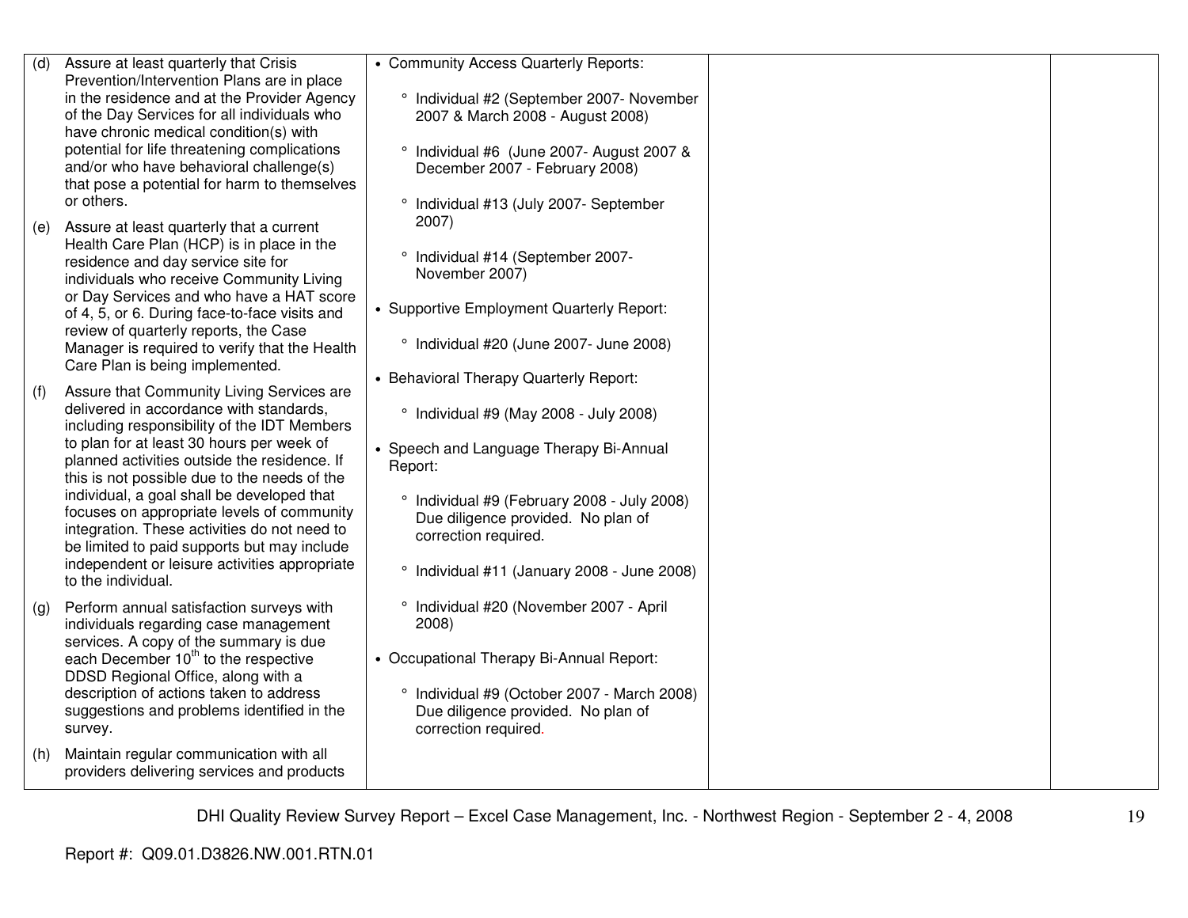| | | | |
|---|---|---|---|
| (d) Assure at least quarterly that Crisis Prevention/Intervention Plans are in place in the residence and at the Provider Agency of the Day Services for all individuals who have chronic medical condition(s) with potential for life threatening complications and/or who have behavioral challenge(s) that pose a potential for harm to themselves or others.<br><br>(e) Assure at least quarterly that a current Health Care Plan (HCP) is in place in the residence and day service site for individuals who receive Community Living or Day Services and who have a HAT score of 4, 5, or 6. During face-to-face visits and review of quarterly reports, the Case Manager is required to verify that the Health Care Plan is being implemented.<br><br>(f) Assure that Community Living Services are delivered in accordance with standards, including responsibility of the IDT Members to plan for at least 30 hours per week of planned activities outside the residence. If this is not possible due to the needs of the individual, a goal shall be developed that focuses on appropriate levels of community integration. These activities do not need to be limited to paid supports but may include independent or leisure activities appropriate to the individual.<br><br>(g) Perform annual satisfaction surveys with individuals regarding case management services. A copy of the summary is due each December 10th to the respective DDSD Regional Office, along with a description of actions taken to address suggestions and problems identified in the survey.<br><br>(h) Maintain regular communication with all providers delivering services and products | • Community Access Quarterly Reports:<br>° Individual #2 (September 2007- November 2007 & March 2008 - August 2008)<br>° Individual #6 (June 2007- August 2007 & December 2007 - February 2008)<br>° Individual #13 (July 2007- September 2007)<br>° Individual #14 (September 2007- November 2007)<br><br>• Supportive Employment Quarterly Report:<br>° Individual #20 (June 2007- June 2008)<br><br>• Behavioral Therapy Quarterly Report:<br>° Individual #9 (May 2008 - July 2008)<br><br>• Speech and Language Therapy Bi-Annual Report:<br>° Individual #9 (February 2008 - July 2008) Due diligence provided. No plan of correction required.<br>° Individual #11 (January 2008 - June 2008)<br>° Individual #20 (November 2007 - April 2008)<br><br>• Occupational Therapy Bi-Annual Report:<br>° Individual #9 (October 2007 - March 2008) Due diligence provided. No plan of correction required. | | |

Report #: Q09.01.D3826.NW.001.RTN.01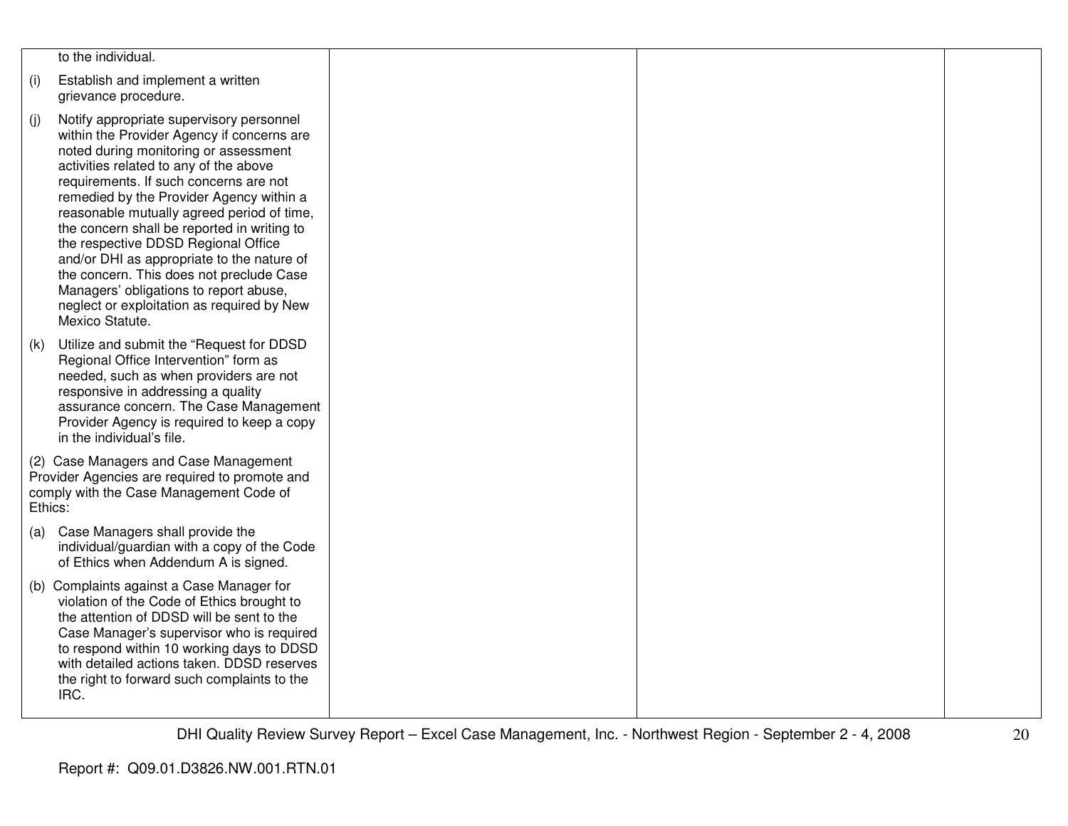| | | | |
|---|---|---|---|
| to the individual.<br><br>(i) Establish and implement a written grievance procedure.<br><br>(j) Notify appropriate supervisory personnel within the Provider Agency if concerns are noted during monitoring or assessment activities related to any of the above requirements. If such concerns are not remedied by the Provider Agency within a reasonable mutually agreed period of time, the concern shall be reported in writing to the respective DDSD Regional Office and/or DHI as appropriate to the nature of the concern. This does not preclude Case Managers' obligations to report abuse, neglect or exploitation as required by New Mexico Statute.<br><br>(k) Utilize and submit the "Request for DDSD Regional Office Intervention" form as needed, such as when providers are not responsive in addressing a quality assurance concern. The Case Management Provider Agency is required to keep a copy in the individual's file.<br><br>(2) Case Managers and Case Management Provider Agencies are required to promote and comply with the Case Management Code of Ethics:<br><br>(a) Case Managers shall provide the individual/guardian with a copy of the Code of Ethics when Addendum A is signed.<br><br>(b) Complaints against a Case Manager for violation of the Code of Ethics brought to the attention of DDSD will be sent to the Case Manager's supervisor who is required to respond within 10 working days to DDSD with detailed actions taken. DDSD reserves the right to forward such complaints to the IRC. | | | |

DHI Quality Review Survey Report – Excel Case Management, Inc. - Northwest Region - September 2 - 4, 2008

Report #: Q09.01.D3826.NW.001.RTN.01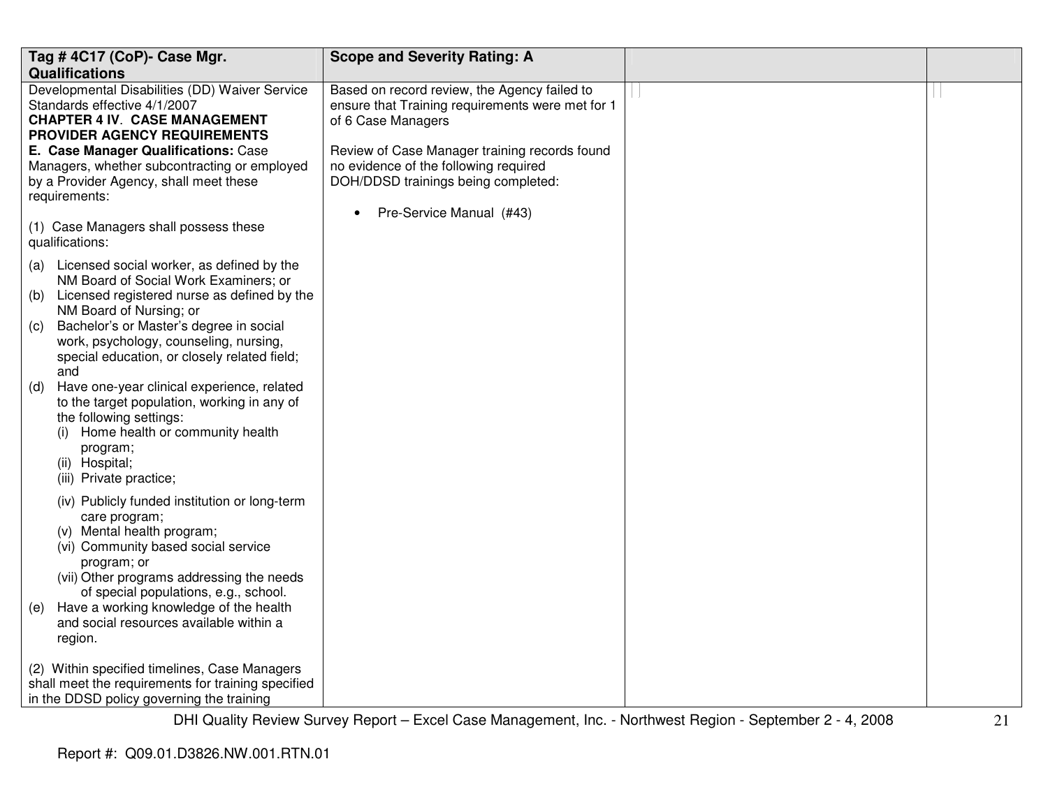| Tag # 4C17 (CoP)- Case Mgr. Qualifications | Scope and Severity Rating: A | | |
|---|---|---|---|
| Developmental Disabilities (DD) Waiver Service Standards effective 4/1/2007<br>**CHAPTER 4 IV. CASE MANAGEMENT PROVIDER AGENCY REQUIREMENTS**<br>**E. Case Manager Qualifications:** Case Managers, whether subcontracting or employed by a Provider Agency, shall meet these requirements:<br><br>(1) Case Managers shall possess these qualifications:<br><br>(a) Licensed social worker, as defined by the NM Board of Social Work Examiners; or<br>(b) Licensed registered nurse as defined by the NM Board of Nursing; or<br>(c) Bachelor's or Master's degree in social work, psychology, counseling, nursing, special education, or closely related field; and<br>(d) Have one-year clinical experience, related to the target population, working in any of the following settings:<br>(i) Home health or community health program;<br>(ii) Hospital;<br>(iii) Private practice;<br>(iv) Publicly funded institution or long-term care program;<br>(v) Mental health program;<br>(vi) Community based social service program; or<br>(vii) Other programs addressing the needs of special populations, e.g., school.<br>(e) Have a working knowledge of the health and social resources available within a region.<br><br>(2) Within specified timelines, Case Managers shall meet the requirements for training specified in the DDSD policy governing the training | Based on record review, the Agency failed to ensure that Training requirements were met for 1 of 6 Case Managers<br><br>Review of Case Manager training records found no evidence of the following required DOH/DDSD trainings being completed:<br><br>• Pre-Service Manual (#43) | | |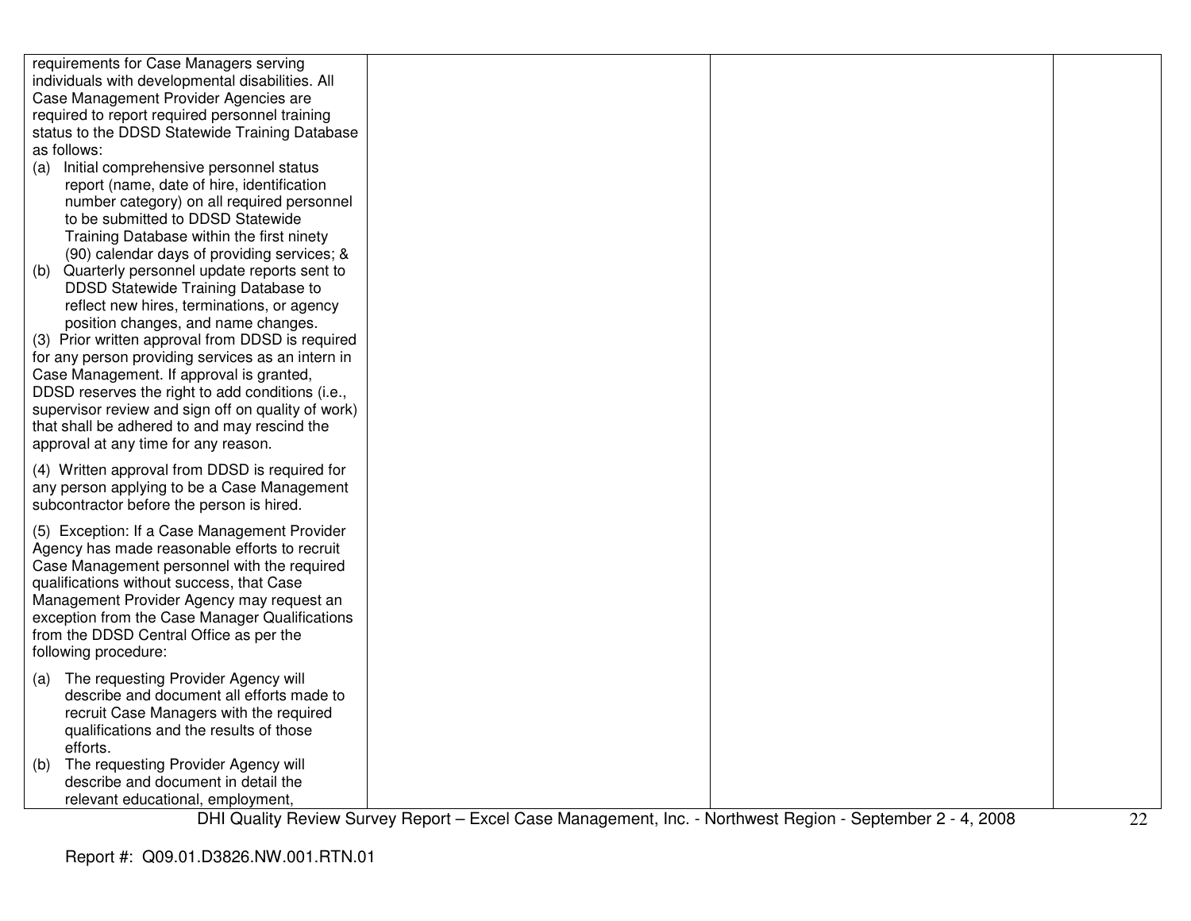| | | | |
|---|---|---|---|
| requirements for Case Managers serving individuals with developmental disabilities. All Case Management Provider Agencies are required to report required personnel training status to the DDSD Statewide Training Database as follows:<br>(a) Initial comprehensive personnel status report (name, date of hire, identification number category) on all required personnel to be submitted to DDSD Statewide Training Database within the first ninety (90) calendar days of providing services; &<br>(b) Quarterly personnel update reports sent to DDSD Statewide Training Database to reflect new hires, terminations, or agency position changes, and name changes.<br>(3) Prior written approval from DDSD is required for any person providing services as an intern in Case Management. If approval is granted, DDSD reserves the right to add conditions (i.e., supervisor review and sign off on quality of work) that shall be adhered to and may rescind the approval at any time for any reason.<br>(4) Written approval from DDSD is required for any person applying to be a Case Management subcontractor before the person is hired.<br>(5) Exception: If a Case Management Provider Agency has made reasonable efforts to recruit Case Management personnel with the required qualifications without success, that Case Management Provider Agency may request an exception from the Case Manager Qualifications from the DDSD Central Office as per the following procedure:<br>(a) The requesting Provider Agency will describe and document all efforts made to recruit Case Managers with the required qualifications and the results of those efforts.<br>(b) The requesting Provider Agency will describe and document in detail the relevant educational, employment, | | | |

DHI Quality Review Survey Report – Excel Case Management, Inc. - Northwest Region - September 2 - 4, 2008

Report #: Q09.01.D3826.NW.001.RTN.01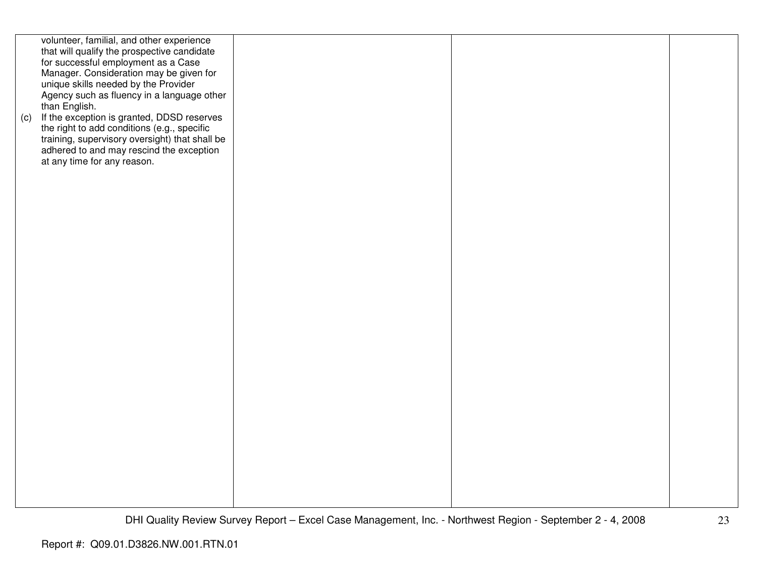| | | | |
|---|---|---|---|
| volunteer, familial, and other experience that will qualify the prospective candidate for successful employment as a Case Manager. Consideration may be given for unique skills needed by the Provider Agency such as fluency in a language other than English.<br>(c) If the exception is granted, DDSD reserves the right to add conditions (e.g., specific training, supervisory oversight) that shall be adhered to and may rescind the exception at any time for any reason. | | | |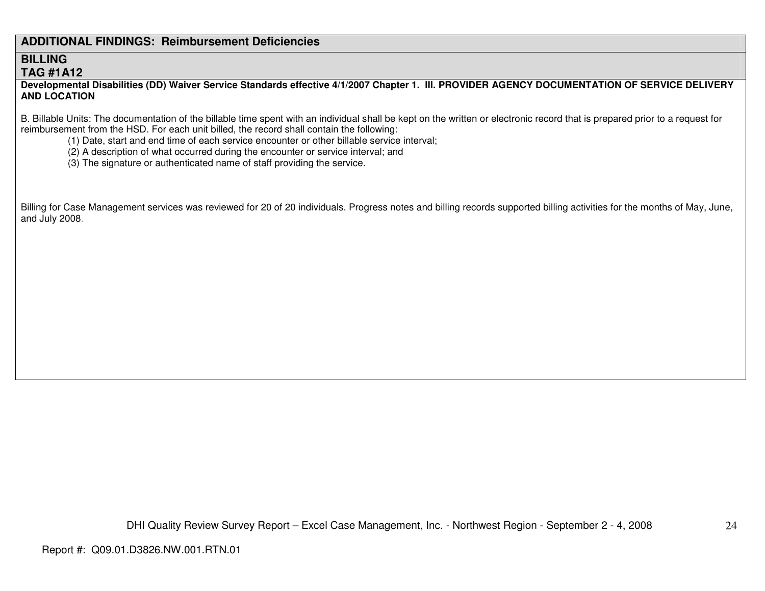## ADDITIONAL FINDINGS: Reimbursement Deficiencies

### BILLING
### TAG #1A12

**Developmental Disabilities (DD) Waiver Service Standards effective 4/1/2007 Chapter 1. III. PROVIDER AGENCY DOCUMENTATION OF SERVICE DELIVERY AND LOCATION**

B. Billable Units: The documentation of the billable time spent with an individual shall be kept on the written or electronic record that is prepared prior to a request for reimbursement from the HSD. For each unit billed, the record shall contain the following:

(1) Date, start and end time of each service encounter or other billable service interval;
(2) A description of what occurred during the encounter or service interval; and
(3) The signature or authenticated name of staff providing the service.

Billing for Case Management services was reviewed for 20 of 20 individuals. Progress notes and billing records supported billing activities for the months of May, June, and July 2008.